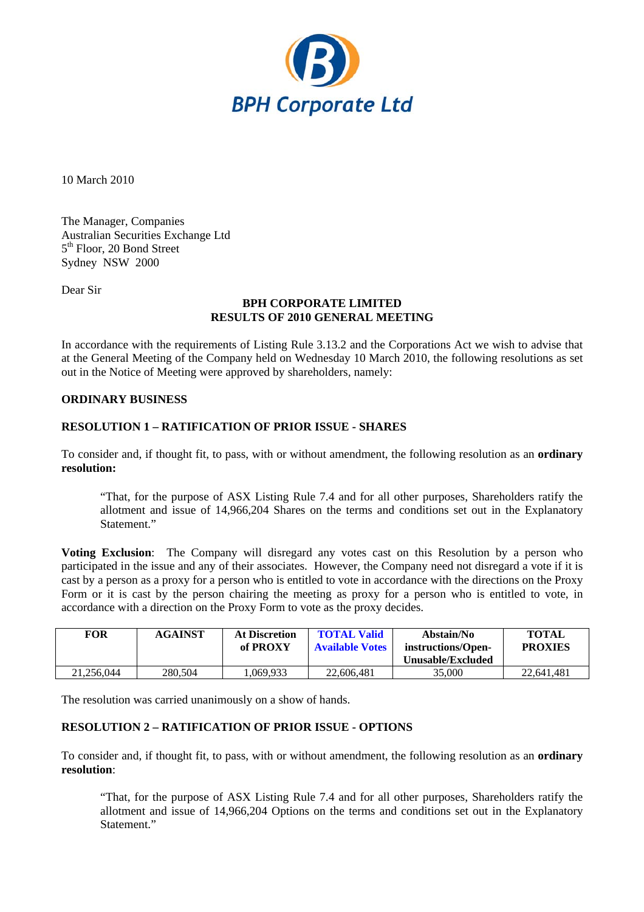BPH Corporate Ltd

10 March 2010

The Manager, Companies
Australian Securities Exchange Ltd
5th Floor, 20 Bond Street
Sydney NSW 2000

Dear Sir

**BPH CORPORATE LIMITED**
**RESULTS OF 2010 GENERAL MEETING**

In accordance with the requirements of Listing Rule 3.13.2 and the Corporations Act we wish to advise that at the General Meeting of the Company held on Wednesday 10 March 2010, the following resolutions as set out in the Notice of Meeting were approved by shareholders, namely:

**ORDINARY BUSINESS**

**RESOLUTION 1 – RATIFICATION OF PRIOR ISSUE - SHARES**

To consider and, if thought fit, to pass, with or without amendment, the following resolution as an **ordinary resolution:**

> "That, for the purpose of ASX Listing Rule 7.4 and for all other purposes, Shareholders ratify the allotment and issue of 14,966,204 Shares on the terms and conditions set out in the Explanatory Statement."

**Voting Exclusion**: The Company will disregard any votes cast on this Resolution by a person who participated in the issue and any of their associates. However, the Company need not disregard a vote if it is cast by a person as a proxy for a person who is entitled to vote in accordance with the directions on the Proxy Form or it is cast by the person chairing the meeting as proxy for a person who is entitled to vote, in accordance with a direction on the Proxy Form to vote as the proxy decides.

| FOR | AGAINST | At Discretion of PROXY | TOTAL Valid Available Votes | Abstain/No instructions/Open-Unusable/Excluded | TOTAL PROXIES |
|---|---|---|---|---|---|
| 21,256,044 | 280,504 | 1,069,933 | 22,606,481 | 35,000 | 22,641,481 |

The resolution was carried unanimously on a show of hands.

**RESOLUTION 2 – RATIFICATION OF PRIOR ISSUE - OPTIONS**

To consider and, if thought fit, to pass, with or without amendment, the following resolution as an **ordinary resolution**:

> "That, for the purpose of ASX Listing Rule 7.4 and for all other purposes, Shareholders ratify the allotment and issue of 14,966,204 Options on the terms and conditions set out in the Explanatory Statement."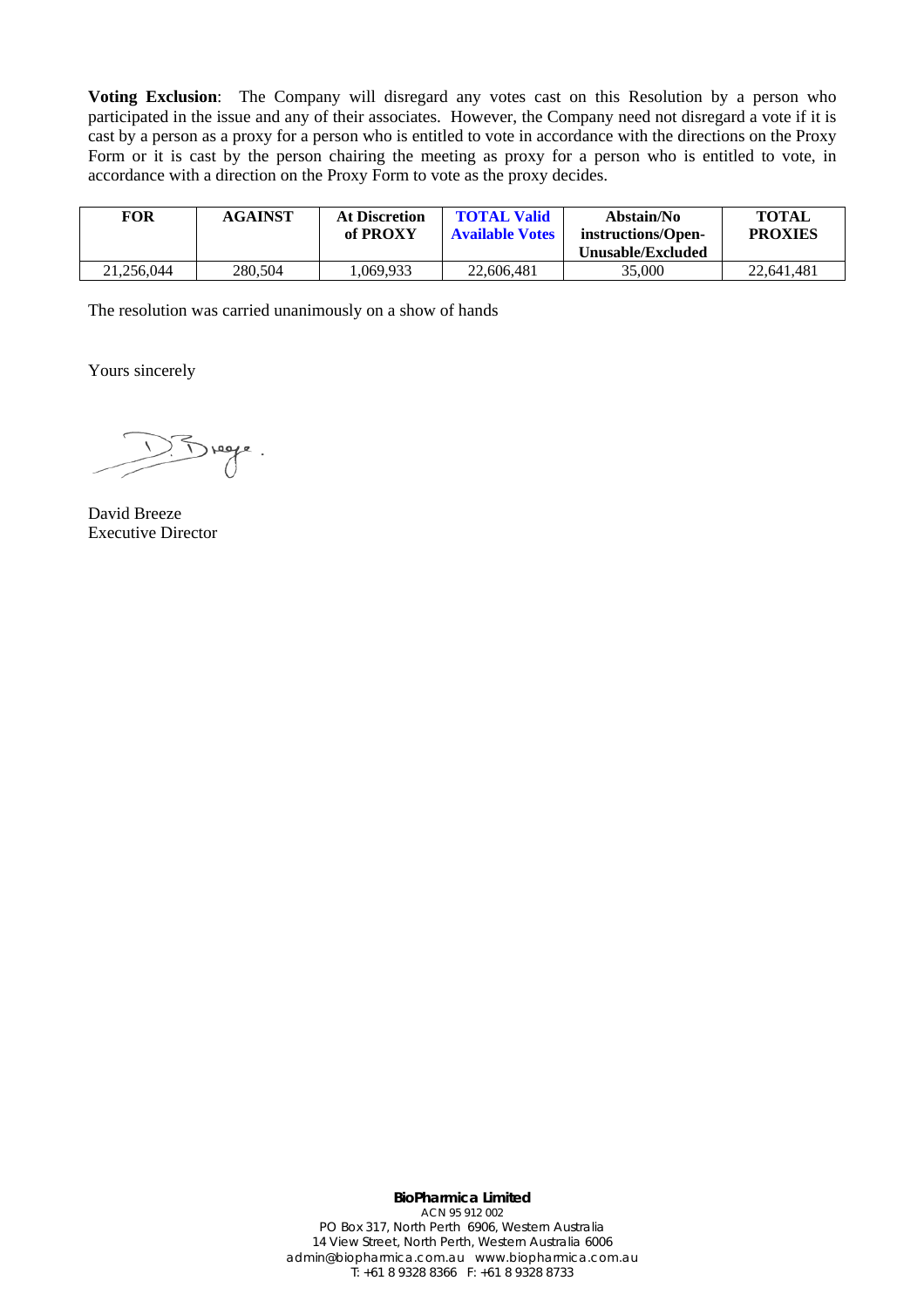**Voting Exclusion**: The Company will disregard any votes cast on this Resolution by a person who participated in the issue and any of their associates. However, the Company need not disregard a vote if it is cast by a person as a proxy for a person who is entitled to vote in accordance with the directions on the Proxy Form or it is cast by the person chairing the meeting as proxy for a person who is entitled to vote, in accordance with a direction on the Proxy Form to vote as the proxy decides.

| FOR | AGAINST | At Discretion of PROXY | TOTAL Valid Available Votes | Abstain/No instructions/Open-Unusable/Excluded | TOTAL PROXIES |
|---|---|---|---|---|---|
| 21,256,044 | 280,504 | 1,069,933 | 22,606,481 | 35,000 | 22,641,481 |

The resolution was carried unanimously on a show of hands

Yours sincerely

David Breeze
Executive Director

**BioPharmica Limited**
ACN 95 912 002
PO Box 317, North Perth 6906, Western Australia
14 View Street, North Perth, Western Australia 6006
admin@biopharmica.com.au www.biopharmica.com.au
T: +61 8 9328 8366 F: +61 8 9328 8733